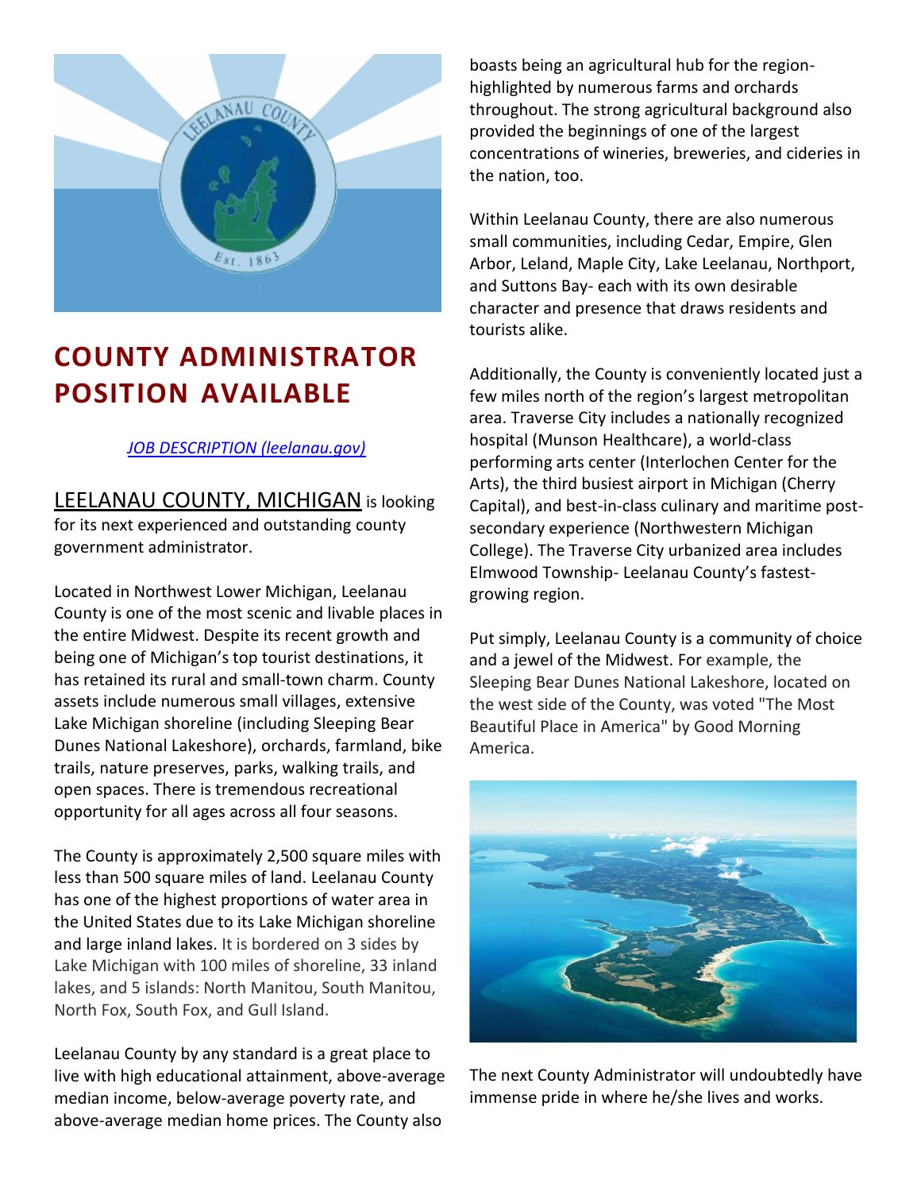# COUNTY ADMINISTRATOR POSITION AVAILABLE

*JOB DESCRIPTION (leelanau.gov)*

LEELANAU COUNTY, MICHIGAN is looking for its next experienced and outstanding county government administrator.

Located in Northwest Lower Michigan, Leelanau County is one of the most scenic and livable places in the entire Midwest. Despite its recent growth and being one of Michigan's top tourist destinations, it has retained its rural and small-town charm. County assets include numerous small villages, extensive Lake Michigan shoreline (including Sleeping Bear Dunes National Lakeshore), orchards, farmland, bike trails, nature preserves, parks, walking trails, and open spaces. There is tremendous recreational opportunity for all ages across all four seasons.

The County is approximately 2,500 square miles with less than 500 square miles of land. Leelanau County has one of the highest proportions of water area in the United States due to its Lake Michigan shoreline and large inland lakes. It is bordered on 3 sides by Lake Michigan with 100 miles of shoreline, 33 inland lakes, and 5 islands: North Manitou, South Manitou, North Fox, South Fox, and Gull Island.

Leelanau County by any standard is a great place to live with high educational attainment, above-average median income, below-average poverty rate, and above-average median home prices. The County also boasts being an agricultural hub for the region- highlighted by numerous farms and orchards throughout. The strong agricultural background also provided the beginnings of one of the largest concentrations of wineries, breweries, and cideries in the nation, too.

Within Leelanau County, there are also numerous small communities, including Cedar, Empire, Glen Arbor, Leland, Maple City, Lake Leelanau, Northport, and Suttons Bay- each with its own desirable character and presence that draws residents and tourists alike.

Additionally, the County is conveniently located just a few miles north of the region's largest metropolitan area. Traverse City includes a nationally recognized hospital (Munson Healthcare), a world-class performing arts center (Interlochen Center for the Arts), the third busiest airport in Michigan (Cherry Capital), and best-in-class culinary and maritime post-secondary experience (Northwestern Michigan College). The Traverse City urbanized area includes Elmwood Township- Leelanau County's fastest-growing region.

Put simply, Leelanau County is a community of choice and a jewel of the Midwest. For example, the Sleeping Bear Dunes National Lakeshore, located on the west side of the County, was voted "The Most Beautiful Place in America" by Good Morning America.

The next County Administrator will undoubtedly have immense pride in where he/she lives and works.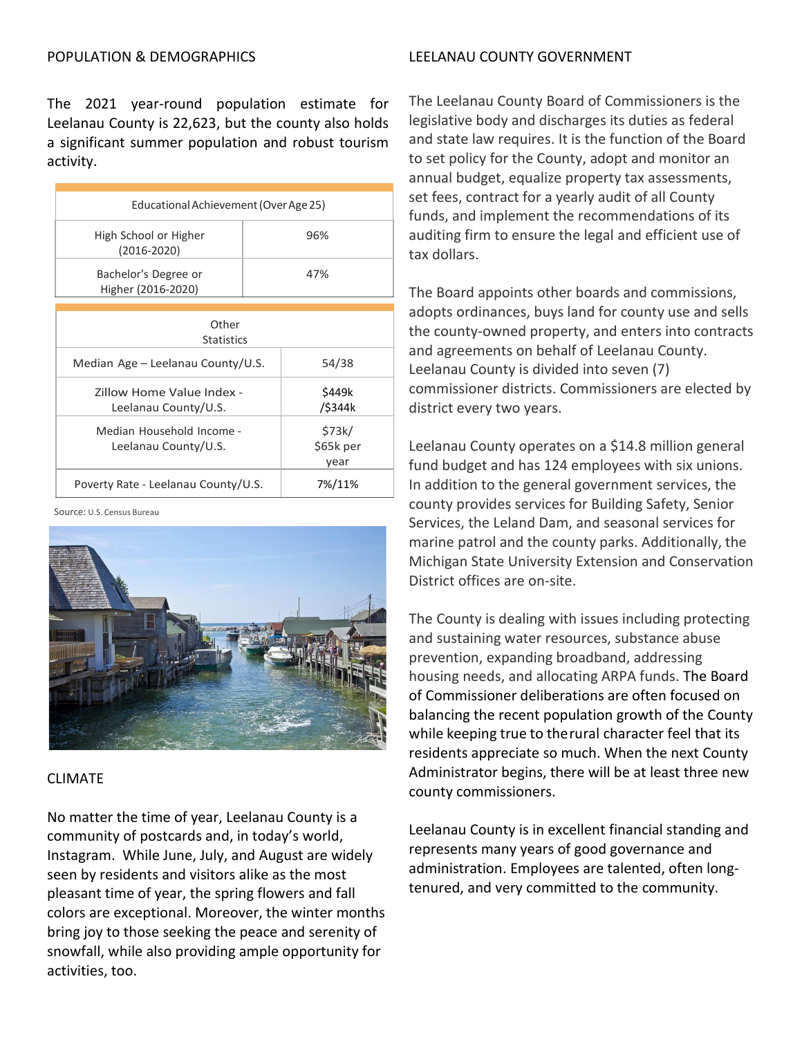## POPULATION & DEMOGRAPHICS

The 2021 year-round population estimate for Leelanau County is 22,623, but the county also holds a significant summer population and robust tourism activity.

| Educational Achievement (Over Age 25) | |
|---|---|
| High School or Higher (2016-2020) | 96% |
| Bachelor's Degree or Higher (2016-2020) | 47% |

| Other Statistics | |
|---|---|
| Median Age – Leelanau County/U.S. | 54/38 |
| Zillow Home Value Index - Leelanau County/U.S. | $449k /$344k |
| Median Household Income - Leelanau County/U.S. | $73k/ $65k per year |
| Poverty Rate - Leelanau County/U.S. | 7%/11% |

Source: U.S. Census Bureau

## CLIMATE

No matter the time of year, Leelanau County is a community of postcards and, in today's world, Instagram. While June, July, and August are widely seen by residents and visitors alike as the most pleasant time of year, the spring flowers and fall colors are exceptional. Moreover, the winter months bring joy to those seeking the peace and serenity of snowfall, while also providing ample opportunity for activities, too.

## LEELANAU COUNTY GOVERNMENT

The Leelanau County Board of Commissioners is the legislative body and discharges its duties as federal and state law requires. It is the function of the Board to set policy for the County, adopt and monitor an annual budget, equalize property tax assessments, set fees, contract for a yearly audit of all County funds, and implement the recommendations of its auditing firm to ensure the legal and efficient use of tax dollars.

The Board appoints other boards and commissions, adopts ordinances, buys land for county use and sells the county-owned property, and enters into contracts and agreements on behalf of Leelanau County. Leelanau County is divided into seven (7) commissioner districts. Commissioners are elected by district every two years.

Leelanau County operates on a $14.8 million general fund budget and has 124 employees with six unions. In addition to the general government services, the county provides services for Building Safety, Senior Services, the Leland Dam, and seasonal services for marine patrol and the county parks. Additionally, the Michigan State University Extension and Conservation District offices are on-site.

The County is dealing with issues including protecting and sustaining water resources, substance abuse prevention, expanding broadband, addressing housing needs, and allocating ARPA funds. The Board of Commissioner deliberations are often focused on balancing the recent population growth of the County while keeping true to the rural character feel that its residents appreciate so much. When the next County Administrator begins, there will be at least three new county commissioners.

Leelanau County is in excellent financial standing and represents many years of good governance and administration. Employees are talented, often long-tenured, and very committed to the community.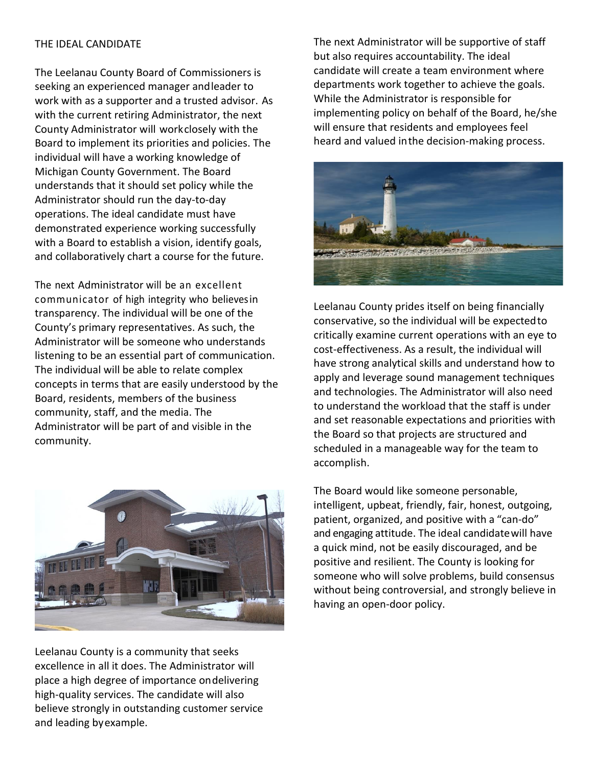## THE IDEAL CANDIDATE

The Leelanau County Board of Commissioners is seeking an experienced manager and leader to work with as a supporter and a trusted advisor. As with the current retiring Administrator, the next County Administrator will work closely with the Board to implement its priorities and policies. The individual will have a working knowledge of Michigan County Government. The Board understands that it should set policy while the Administrator should run the day-to-day operations. The ideal candidate must have demonstrated experience working successfully with a Board to establish a vision, identify goals, and collaboratively chart a course for the future.

The next Administrator will be an excellent communicator of high integrity who believes in transparency. The individual will be one of the County's primary representatives. As such, the Administrator will be someone who understands listening to be an essential part of communication. The individual will be able to relate complex concepts in terms that are easily understood by the Board, residents, members of the business community, staff, and the media. The Administrator will be part of and visible in the community.

Leelanau County is a community that seeks excellence in all it does. The Administrator will place a high degree of importance on delivering high-quality services. The candidate will also believe strongly in outstanding customer service and leading by example.

The next Administrator will be supportive of staff but also requires accountability. The ideal candidate will create a team environment where departments work together to achieve the goals. While the Administrator is responsible for implementing policy on behalf of the Board, he/she will ensure that residents and employees feel heard and valued in the decision-making process.

Leelanau County prides itself on being financially conservative, so the individual will be expected to critically examine current operations with an eye to cost-effectiveness. As a result, the individual will have strong analytical skills and understand how to apply and leverage sound management techniques and technologies. The Administrator will also need to understand the workload that the staff is under and set reasonable expectations and priorities with the Board so that projects are structured and scheduled in a manageable way for the team to accomplish.

The Board would like someone personable, intelligent, upbeat, friendly, fair, honest, outgoing, patient, organized, and positive with a "can-do" and engaging attitude. The ideal candidate will have a quick mind, not be easily discouraged, and be positive and resilient. The County is looking for someone who will solve problems, build consensus without being controversial, and strongly believe in having an open-door policy.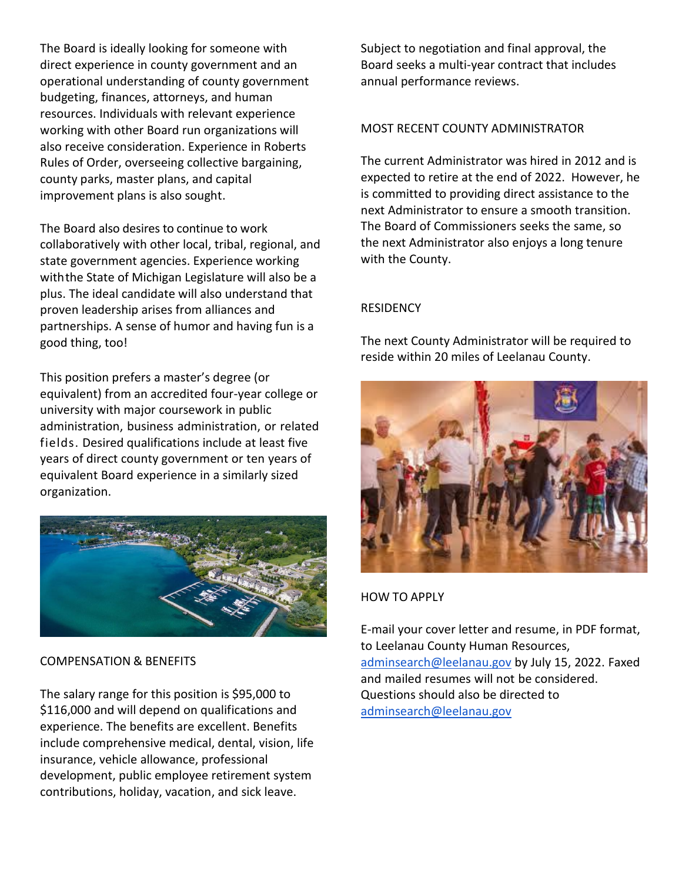The Board is ideally looking for someone with direct experience in county government and an operational understanding of county government budgeting, finances, attorneys, and human resources. Individuals with relevant experience working with other Board run organizations will also receive consideration. Experience in Roberts Rules of Order, overseeing collective bargaining, county parks, master plans, and capital improvement plans is also sought.

The Board also desires to continue to work collaboratively with other local, tribal, regional, and state government agencies. Experience working withthe State of Michigan Legislature will also be a plus. The ideal candidate will also understand that proven leadership arises from alliances and partnerships. A sense of humor and having fun is a good thing, too!

This position prefers a master's degree (or equivalent) from an accredited four-year college or university with major coursework in public administration, business administration, or related fields. Desired qualifications include at least five years of direct county government or ten years of equivalent Board experience in a similarly sized organization.

## COMPENSATION & BENEFITS

The salary range for this position is $95,000 to $116,000 and will depend on qualifications and experience. The benefits are excellent. Benefits include comprehensive medical, dental, vision, life insurance, vehicle allowance, professional development, public employee retirement system contributions, holiday, vacation, and sick leave.

Subject to negotiation and final approval, the Board seeks a multi-year contract that includes annual performance reviews.

## MOST RECENT COUNTY ADMINISTRATOR

The current Administrator was hired in 2012 and is expected to retire at the end of 2022. However, he is committed to providing direct assistance to the next Administrator to ensure a smooth transition. The Board of Commissioners seeks the same, so the next Administrator also enjoys a long tenure with the County.

## RESIDENCY

The next County Administrator will be required to reside within 20 miles of Leelanau County.

## HOW TO APPLY

E-mail your cover letter and resume, in PDF format, to Leelanau County Human Resources, adminsearch@leelanau.gov by July 15, 2022. Faxed and mailed resumes will not be considered. Questions should also be directed to adminsearch@leelanau.gov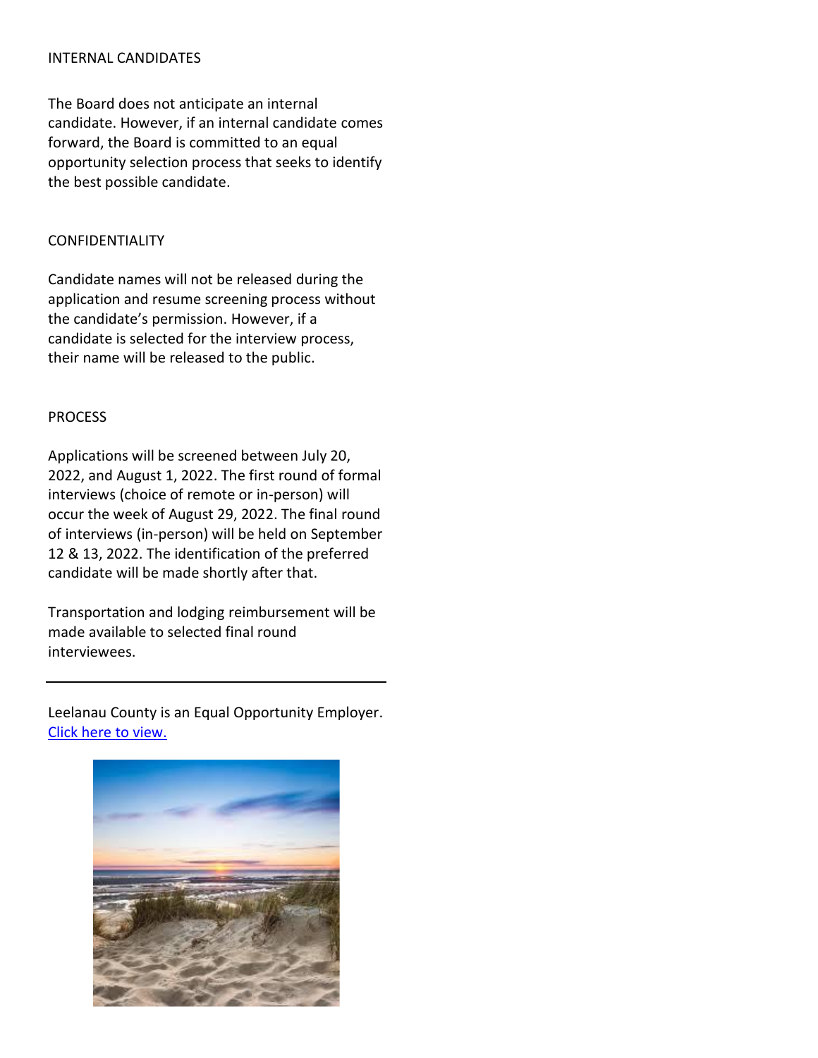## INTERNAL CANDIDATES

The Board does not anticipate an internal candidate. However, if an internal candidate comes forward, the Board is committed to an equal opportunity selection process that seeks to identify the best possible candidate.

## CONFIDENTIALITY

Candidate names will not be released during the application and resume screening process without the candidate's permission. However, if a candidate is selected for the interview process, their name will be released to the public.

## PROCESS

Applications will be screened between July 20, 2022, and August 1, 2022. The first round of formal interviews (choice of remote or in-person) will occur the week of August 29, 2022. The final round of interviews (in-person) will be held on September 12 & 13, 2022. The identification of the preferred candidate will be made shortly after that.

Transportation and lodging reimbursement will be made available to selected final round interviewees.

---

Leelanau County is an Equal Opportunity Employer. [Click here to view.]